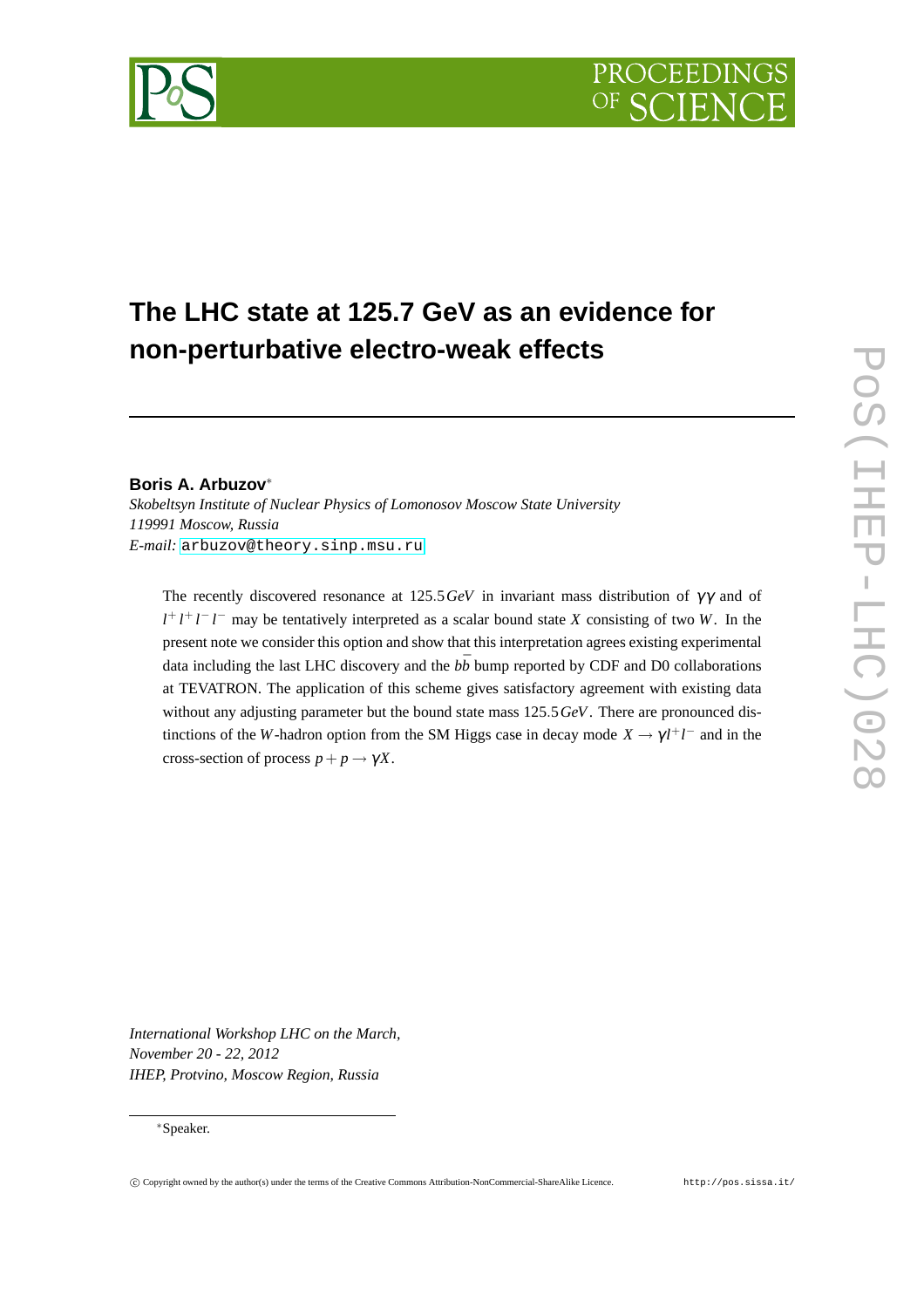# The LHC state at 125.7 GeV as an evidence for non-perturbative electro-weak effects

**Boris A. Arbuzov***

*Skobeltsyn Institute of Nuclear Physics of Lomonosov Moscow State University*
*119991 Moscow, Russia*
*E-mail:* arbuzov@theory.sinp.msu.ru

The recently discovered resonance at $125.5\,GeV$ in invariant mass distribution of $\gamma\gamma$ and of $l^+ l^+ l^- l^-$ may be tentatively interpreted as a scalar bound state $X$ consisting of two $W$. In the present note we consider this option and show that this interpretation agrees existing experimental data including the last LHC discovery and the $b\bar{b}$ bump reported by CDF and D0 collaborations at TEVATRON. The application of this scheme gives satisfactory agreement with existing data without any adjusting parameter but the bound state mass $125.5\,GeV$. There are pronounced distinctions of the $W$-hadron option from the SM Higgs case in decay mode $X \to \gamma l^+ l^-$ and in the cross-section of process $p + p \to \gamma X$.

*International Workshop LHC on the March,*
*November 20 - 22, 2012*
*IHEP, Protvino, Moscow Region, Russia*

*Speaker.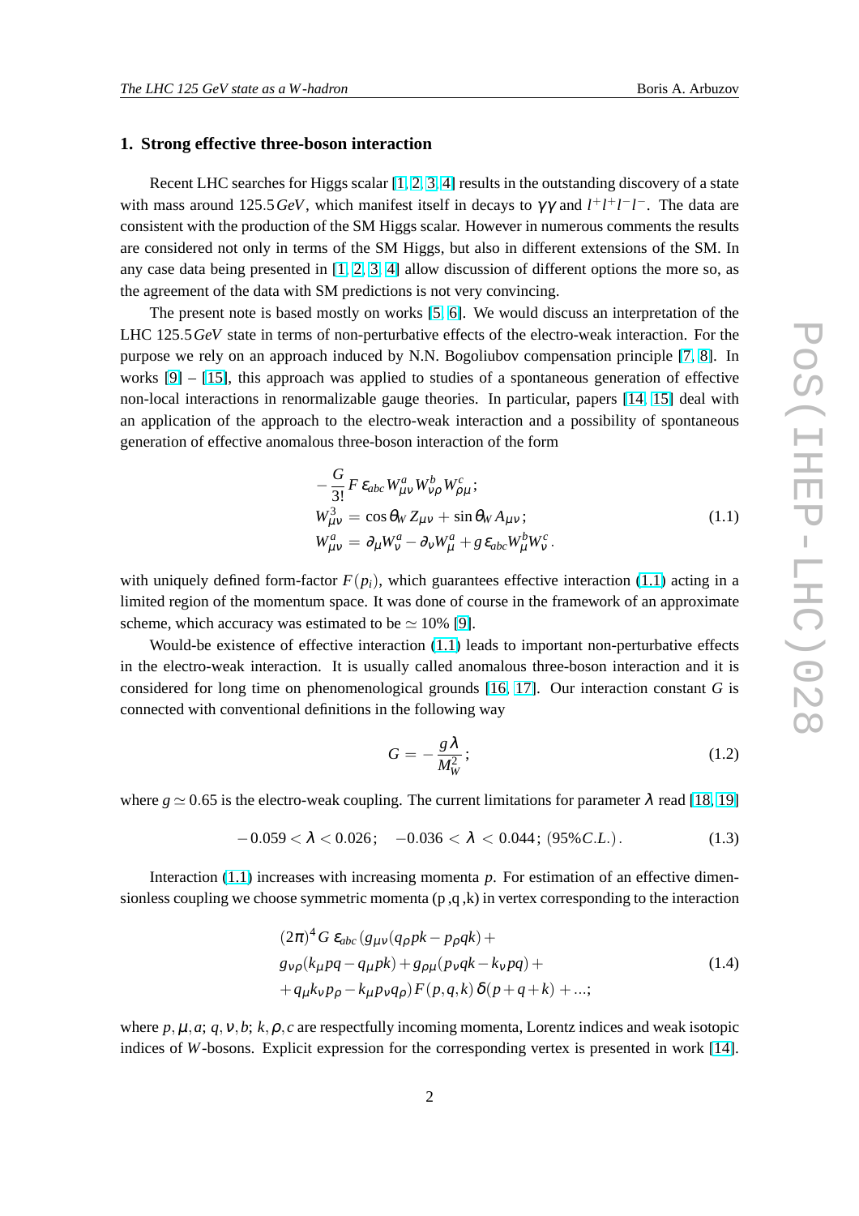## 1. Strong effective three-boson interaction

Recent LHC searches for Higgs scalar [1, 2, 3, 4] results in the outstanding discovery of a state with mass around $125.5\,GeV$, which manifest itself in decays to $\gamma\gamma$ and $l^+l^+l^-l^-$. The data are consistent with the production of the SM Higgs scalar. However in numerous comments the results are considered not only in terms of the SM Higgs, but also in different extensions of the SM. In any case data being presented in [1, 2, 3, 4] allow discussion of different options the more so, as the agreement of the data with SM predictions is not very convincing.

The present note is based mostly on works [5, 6]. We would discuss an interpretation of the LHC $125.5\,GeV$ state in terms of non-perturbative effects of the electro-weak interaction. For the purpose we rely on an approach induced by N.N. Bogoliubov compensation principle [7, 8]. In works [9] – [15], this approach was applied to studies of a spontaneous generation of effective non-local interactions in renormalizable gauge theories. In particular, papers [14, 15] deal with an application of the approach to the electro-weak interaction and a possibility of spontaneous generation of effective anomalous three-boson interaction of the form

$$
\begin{aligned}
&-\frac{G}{3!}\,F\,\epsilon_{abc}\,W^a_{\mu\nu}\,W^b_{\nu\rho}\,W^c_{\rho\mu}\,;\\
&W^3_{\mu\nu} = \cos\theta_W\,Z_{\mu\nu} + \sin\theta_W\,A_{\mu\nu}\,;\\
&W^a_{\mu\nu} = \partial_\mu W^a_\nu - \partial_\nu W^a_\mu + g\,\epsilon_{abc}W^b_\mu W^c_\nu\,.
\end{aligned}
\tag{1.1}
$$

with uniquely defined form-factor $F(p_i)$, which guarantees effective interaction (1.1) acting in a limited region of the momentum space. It was done of course in the framework of an approximate scheme, which accuracy was estimated to be $\simeq 10\%$ [9].

Would-be existence of effective interaction (1.1) leads to important non-perturbative effects in the electro-weak interaction. It is usually called anomalous three-boson interaction and it is considered for long time on phenomenological grounds [16, 17]. Our interaction constant $G$ is connected with conventional definitions in the following way

$$
G = -\frac{g\,\lambda}{M_W^2}\,;
\tag{1.2}
$$

where $g \simeq 0.65$ is the electro-weak coupling. The current limitations for parameter $\lambda$ read [18, 19]

$$
-0.059 < \lambda < 0.026; \quad -0.036 < \lambda < 0.044;\ (95\% C.L.)\,.
\tag{1.3}
$$

Interaction (1.1) increases with increasing momenta $p$. For estimation of an effective dimensionless coupling we choose symmetric momenta (p ,q ,k) in vertex corresponding to the interaction

$$
\begin{aligned}
&(2\pi)^4\,G\,\epsilon_{abc}\,(g_{\mu\nu}(q_\rho pk - p_\rho qk) +\\
&g_{\nu\rho}(k_\mu pq - q_\mu pk) + g_{\rho\mu}(p_\nu qk - k_\nu pq) +\\
&+ q_\mu k_\nu p_\rho - k_\mu p_\nu q_\rho)\,F(p,q,k)\,\delta(p+q+k) + ...;
\end{aligned}
\tag{1.4}
$$

where $p,\mu,a$; $q,\nu,b$; $k,\rho,c$ are respectfully incoming momenta, Lorentz indices and weak isotopic indices of $W$-bosons. Explicit expression for the corresponding vertex is presented in work [14].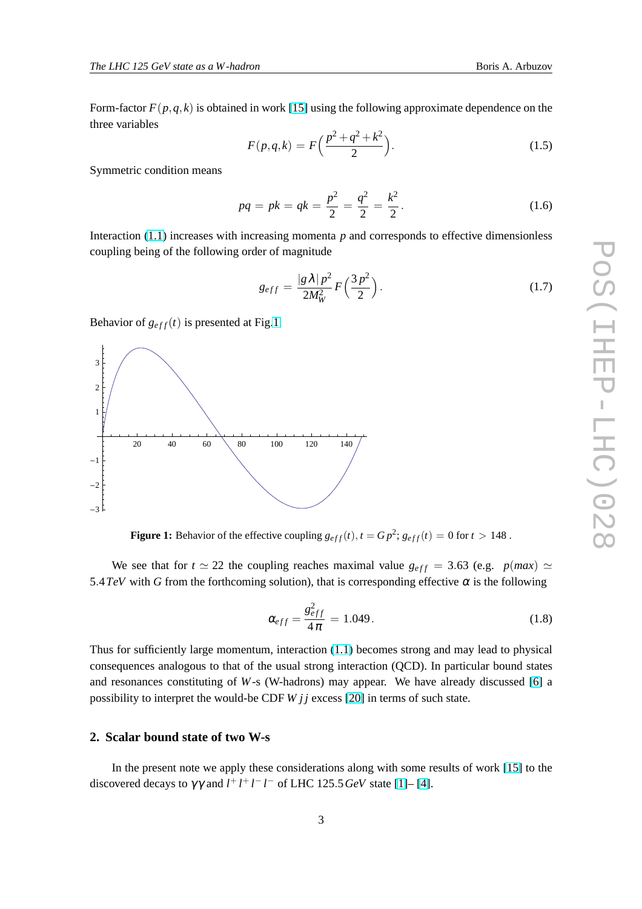Form-factor $F(p,q,k)$ is obtained in work [15] using the following approximate dependence on the three variables

$$F(p,q,k) = F\Big(\frac{p^2+q^2+k^2}{2}\Big). \tag{1.5}$$

Symmetric condition means

$$pq = pk = qk = \frac{p^2}{2} = \frac{q^2}{2} = \frac{k^2}{2}. \tag{1.6}$$

Interaction (1.1) increases with increasing momenta $p$ and corresponds to effective dimensionless coupling being of the following order of magnitude

$$g_{eff} = \frac{|g\lambda|\,p^2}{2M_W^2}\,F\Big(\frac{3\,p^2}{2}\Big). \tag{1.7}$$

Behavior of $g_{eff}(t)$ is presented at Fig.1.

**Figure 1:** Behavior of the effective coupling $g_{eff}(t), t = G\,p^2$; $g_{eff}(t) = 0$ for $t > 148$ .

We see that for $t \simeq 22$ the coupling reaches maximal value $g_{eff} = 3.63$ (e.g. $p(max) \simeq 5.4\,TeV$ with $G$ from the forthcoming solution), that is corresponding effective $\alpha$ is the following

$$\alpha_{eff} = \frac{g_{eff}^2}{4\pi} = 1.049. \tag{1.8}$$

Thus for sufficiently large momentum, interaction (1.1) becomes strong and may lead to physical consequences analogous to that of the usual strong interaction (QCD). In particular bound states and resonances constituting of $W$-s (W-hadrons) may appear. We have already discussed [6] a possibility to interpret the would-be CDF $W\,j\,j$ excess [20] in terms of such state.

## 2. Scalar bound state of two W-s

In the present note we apply these considerations along with some results of work [15] to the discovered decays to $\gamma\gamma$ and $l^+\,l^+\,l^-\,l^-$ of LHC $125.5\,GeV$ state [1]– [4].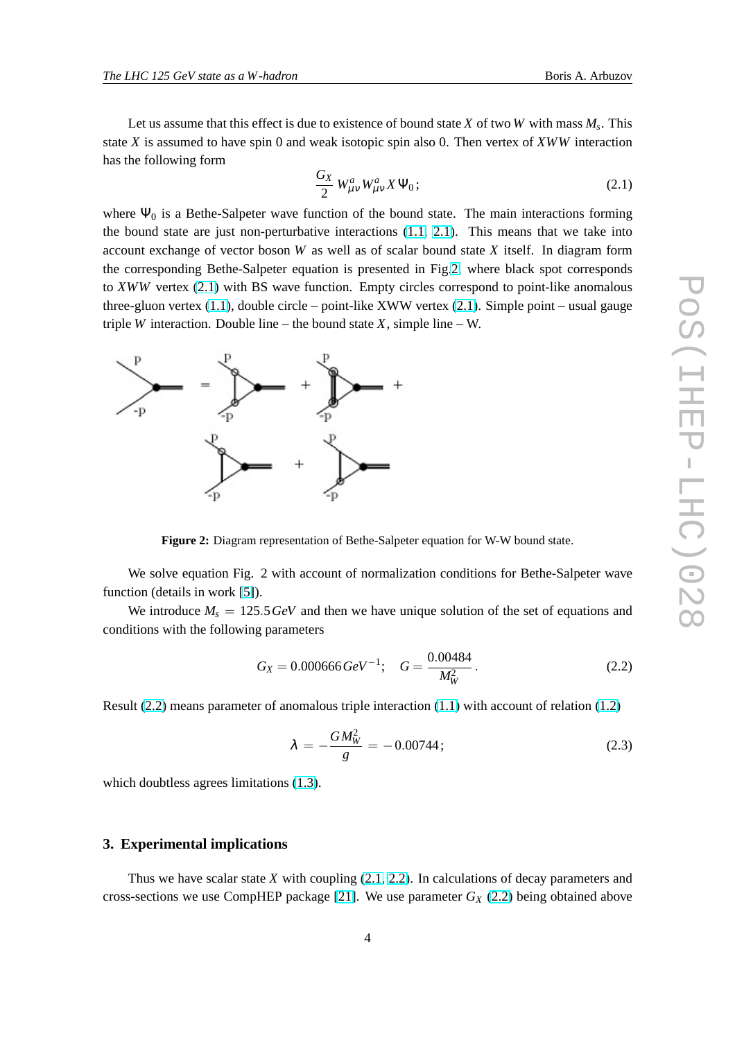Let us assume that this effect is due to existence of bound state $X$ of two $W$ with mass $M_s$. This state $X$ is assumed to have spin 0 and weak isotopic spin also 0. Then vertex of $XWW$ interaction has the following form

$$\frac{G_X}{2}\, W^a_{\mu\nu} W^a_{\mu\nu} X\, \Psi_0\,; \tag{2.1}$$

where $\Psi_0$ is a Bethe-Salpeter wave function of the bound state. The main interactions forming the bound state are just non-perturbative interactions (1.1, 2.1). This means that we take into account exchange of vector boson $W$ as well as of scalar bound state $X$ itself. In diagram form the corresponding Bethe-Salpeter equation is presented in Fig.2, where black spot corresponds to $XWW$ vertex (2.1) with BS wave function. Empty circles correspond to point-like anomalous three-gluon vertex (1.1), double circle – point-like XWW vertex (2.1). Simple point – usual gauge triple $W$ interaction. Double line – the bound state $X$, simple line – W.

**Figure 2:** Diagram representation of Bethe-Salpeter equation for W-W bound state.

We solve equation Fig. 2 with account of normalization conditions for Bethe-Salpeter wave function (details in work [5]).

We introduce $M_s = 125.5\,GeV$ and then we have unique solution of the set of equations and conditions with the following parameters

$$G_X = 0.000666\,GeV^{-1}; \quad G = \frac{0.00484}{M_W^2}\,. \tag{2.2}$$

Result (2.2) means parameter of anomalous triple interaction (1.1) with account of relation (1.2)

$$\lambda = -\frac{G\,M_W^2}{g} = -\,0.00744\,; \tag{2.3}$$

which doubtless agrees limitations (1.3).

## 3. Experimental implications

Thus we have scalar state $X$ with coupling (2.1, 2.2). In calculations of decay parameters and cross-sections we use CompHEP package [21]. We use parameter $G_X$ (2.2) being obtained above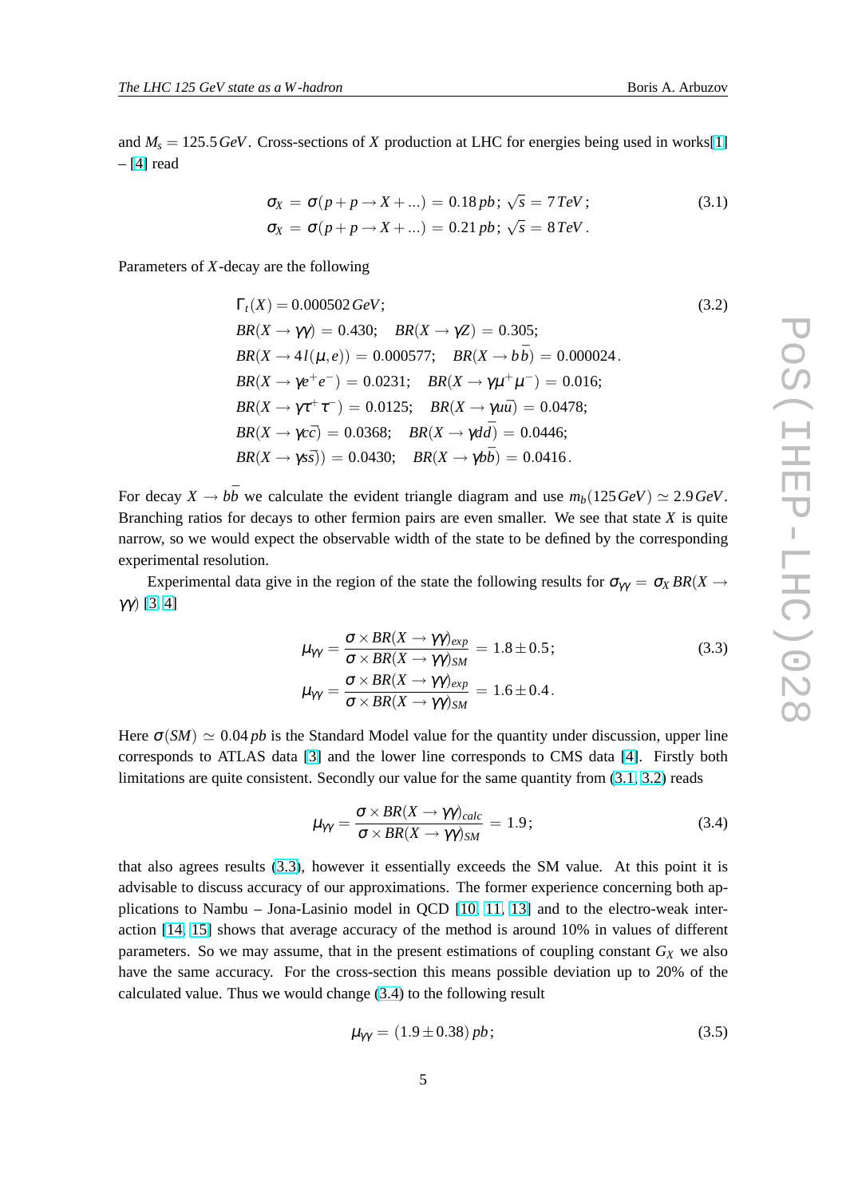and $M_s = 125.5\,GeV$. Cross-sections of $X$ production at LHC for energies being used in works[1] – [4] read

$$
\begin{aligned}
\sigma_X &= \sigma(p+p \to X+...) = 0.18\,pb;\; \sqrt{s} = 7\,TeV; \\
\sigma_X &= \sigma(p+p \to X+...) = 0.21\,pb;\; \sqrt{s} = 8\,TeV.
\end{aligned} \tag{3.1}
$$

Parameters of $X$-decay are the following

$$
\begin{aligned}
&\Gamma_t(X) = 0.000502\,GeV; \\
&BR(X \to \gamma\gamma) = 0.430; \quad BR(X \to \gamma Z) = 0.305; \\
&BR(X \to 4l(\mu,e)) = 0.000577; \quad BR(X \to b\bar{b}) = 0.000024. \\
&BR(X \to \gamma e^+e^-) = 0.0231; \quad BR(X \to \gamma\mu^+\mu^-) = 0.016; \\
&BR(X \to \gamma\tau^+\tau^-) = 0.0125; \quad BR(X \to \gamma u\bar{u}) = 0.0478; \\
&BR(X \to \gamma c\bar{c}) = 0.0368; \quad BR(X \to \gamma d\bar{d}) = 0.0446; \\
&BR(X \to \gamma s\bar{s})) = 0.0430; \quad BR(X \to \gamma b\bar{b}) = 0.0416.
\end{aligned} \tag{3.2}
$$

For decay $X \to b\bar{b}$ we calculate the evident triangle diagram and use $m_b(125\,GeV) \simeq 2.9\,GeV$. Branching ratios for decays to other fermion pairs are even smaller. We see that state $X$ is quite narrow, so we would expect the observable width of the state to be defined by the corresponding experimental resolution.

Experimental data give in the region of the state the following results for $\sigma_{\gamma\gamma} = \sigma_X\,BR(X \to \gamma\gamma)$ [3, 4]

$$
\begin{aligned}
\mu_{\gamma\gamma} &= \frac{\sigma \times BR(X \to \gamma\gamma)_{exp}}{\sigma \times BR(X \to \gamma\gamma)_{SM}} = 1.8 \pm 0.5; \\
\mu_{\gamma\gamma} &= \frac{\sigma \times BR(X \to \gamma\gamma)_{exp}}{\sigma \times BR(X \to \gamma\gamma)_{SM}} = 1.6 \pm 0.4.
\end{aligned} \tag{3.3}
$$

Here $\sigma(SM) \simeq 0.04\,pb$ is the Standard Model value for the quantity under discussion, upper line corresponds to ATLAS data [3] and the lower line corresponds to CMS data [4]. Firstly both limitations are quite consistent. Secondly our value for the same quantity from (3.1, 3.2) reads

$$
\mu_{\gamma\gamma} = \frac{\sigma \times BR(X \to \gamma\gamma)_{calc}}{\sigma \times BR(X \to \gamma\gamma)_{SM}} = 1.9; \tag{3.4}
$$

that also agrees results (3.3), however it essentially exceeds the SM value. At this point it is advisable to discuss accuracy of our approximations. The former experience concerning both applications to Nambu – Jona-Lasinio model in QCD [10, 11, 13] and to the electro-weak interaction [14, 15] shows that average accuracy of the method is around 10% in values of different parameters. So we may assume, that in the present estimations of coupling constant $G_X$ we also have the same accuracy. For the cross-section this means possible deviation up to 20% of the calculated value. Thus we would change (3.4) to the following result

$$
\mu_{\gamma\gamma} = (1.9 \pm 0.38)\,pb; \tag{3.5}
$$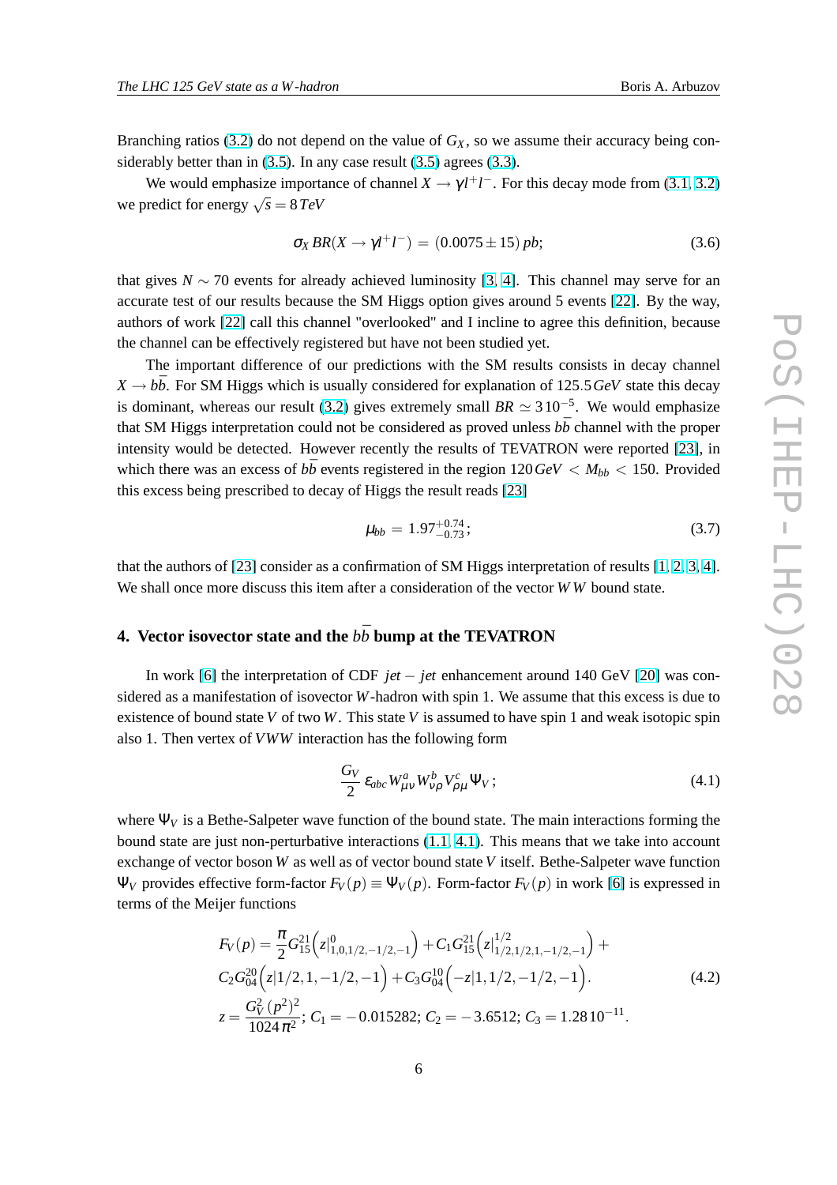Branching ratios (3.2) do not depend on the value of $G_X$, so we assume their accuracy being considerably better than in (3.5). In any case result (3.5) agrees (3.3).

We would emphasize importance of channel $X \to \gamma l^+ l^-$. For this decay mode from (3.1, 3.2) we predict for energy $\sqrt{s} = 8\,TeV$

$$\sigma_X\, BR(X \to \gamma l^+ l^-) \,=\, (0.0075 \pm 15)\, pb; \tag{3.6}$$

that gives $N \sim 70$ events for already achieved luminosity [3, 4]. This channel may serve for an accurate test of our results because the SM Higgs option gives around 5 events [22]. By the way, authors of work [22] call this channel "overlooked" and I incline to agree this definition, because the channel can be effectively registered but have not been studied yet.

The important difference of our predictions with the SM results consists in decay channel $X \to b\bar{b}$. For SM Higgs which is usually considered for explanation of $125.5\,GeV$ state this decay is dominant, whereas our result (3.2) gives extremely small $BR \simeq 3\,10^{-5}$. We would emphasize that SM Higgs interpretation could not be considered as proved unless $b\bar{b}$ channel with the proper intensity would be detected. However recently the results of TEVATRON were reported [23], in which there was an excess of $b\bar{b}$ events registered in the region $120\,GeV \,<\, M_{bb} \,<\, 150$. Provided this excess being prescribed to decay of Higgs the result reads [23]

$$\mu_{bb} \,=\, 1.97^{+0.74}_{-0.73}; \tag{3.7}$$

that the authors of [23] consider as a confirmation of SM Higgs interpretation of results [1, 2, 3, 4]. We shall once more discuss this item after a consideration of the vector $WW$ bound state.

## 4. Vector isovector state and the $b\bar{b}$ bump at the TEVATRON

In work [6] the interpretation of CDF $jet-jet$ enhancement around 140 GeV [20] was considered as a manifestation of isovector $W$-hadron with spin 1. We assume that this excess is due to existence of bound state $V$ of two $W$. This state $V$ is assumed to have spin 1 and weak isotopic spin also 1. Then vertex of $VWW$ interaction has the following form

$$\frac{G_V}{2}\,\varepsilon_{abc}\, W^a_{\mu\nu}\, W^b_{\nu\rho}\, V^c_{\rho\mu}\, \Psi_V\,; \tag{4.1}$$

where $\Psi_V$ is a Bethe-Salpeter wave function of the bound state. The main interactions forming the bound state are just non-perturbative interactions (1.1, 4.1). This means that we take into account exchange of vector boson $W$ as well as of vector bound state $V$ itself. Bethe-Salpeter wave function $\Psi_V$ provides effective form-factor $F_V(p) \equiv \Psi_V(p)$. Form-factor $F_V(p)$ in work [6] is expressed in terms of the Meijer functions

$$\begin{aligned}
&F_V(p) = \frac{\pi}{2} G^{21}_{15}\Big(z\big|^{0}_{1,0,1/2,-1/2,-1}\Big) + C_1 G^{21}_{15}\Big(z\big|^{1/2}_{1/2,1/2,1,-1/2,-1}\Big) + \\
&C_2 G^{20}_{04}\Big(z\big|1/2,1,-1/2,-1\Big) + C_3 G^{10}_{04}\Big(-z\big|1,1/2,-1/2,-1\Big). \\
&z = \frac{G_V^2\,(p^2)^2}{1024\,\pi^2};\; C_1 = -\,0.015282;\; C_2 = -\,3.6512;\; C_3 = 1.28\,10^{-11}.
\end{aligned} \tag{4.2}$$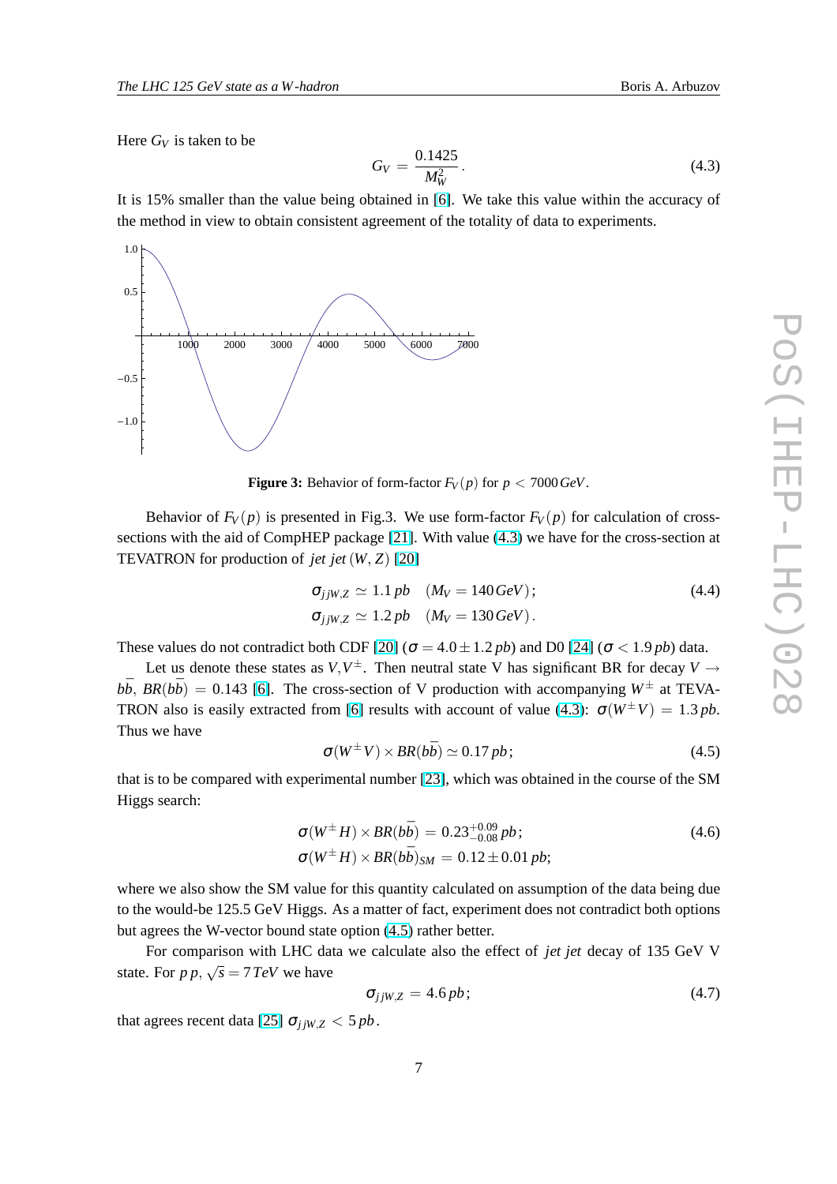Here $G_V$ is taken to be

$$G_V = \frac{0.1425}{M_W^2}\,. \tag{4.3}$$

It is 15% smaller than the value being obtained in [6]. We take this value within the accuracy of the method in view to obtain consistent agreement of the totality of data to experiments.

**Figure 3:** Behavior of form-factor $F_V(p)$ for $p < 7000\,GeV$.

Behavior of $F_V(p)$ is presented in Fig.3. We use form-factor $F_V(p)$ for calculation of cross-sections with the aid of CompHEP package [21]. With value (4.3) we have for the cross-section at TEVATRON for production of *jet jet* $(W, Z)$ [20]

$$\begin{aligned}
&\sigma_{jjW,Z} \simeq 1.1\,pb \quad (M_V = 140\,GeV)\,; \\
&\sigma_{jjW,Z} \simeq 1.2\,pb \quad (M_V = 130\,GeV)\,.
\end{aligned} \tag{4.4}$$

These values do not contradict both CDF [20] ($\sigma = 4.0 \pm 1.2\,pb$) and D0 [24] ($\sigma < 1.9\,pb$) data.

Let us denote these states as $V, V^{\pm}$. Then neutral state V has significant BR for decay $V \to \bar{b}b$, $BR(b\bar{b}) = 0.143$ [6]. The cross-section of V production with accompanying $W^{\pm}$ at TEVATRON also is easily extracted from [6] results with account of value (4.3): $\sigma(W^{\pm}V) = 1.3\,pb$. Thus we have

$$\sigma(W^{\pm}V) \times BR(b\bar{b}) \simeq 0.17\,pb\,; \tag{4.5}$$

that is to be compared with experimental number [23], which was obtained in the course of the SM Higgs search:

$$\begin{aligned}
&\sigma(W^{\pm}H) \times BR(b\bar{b}) = 0.23^{+0.09}_{-0.08}\,pb\,; \\
&\sigma(W^{\pm}H) \times BR(b\bar{b})_{SM} = 0.12 \pm 0.01\,pb;
\end{aligned} \tag{4.6}$$

where we also show the SM value for this quantity calculated on assumption of the data being due to the would-be 125.5 GeV Higgs. As a matter of fact, experiment does not contradict both options but agrees the W-vector bound state option (4.5) rather better.

For comparison with LHC data we calculate also the effect of *jet jet* decay of 135 GeV V state. For $p\,p$, $\sqrt{s} = 7\,TeV$ we have

$$\sigma_{jjW,Z} = 4.6\,pb\,; \tag{4.7}$$

that agrees recent data [25] $\sigma_{jjW,Z} < 5\,pb$.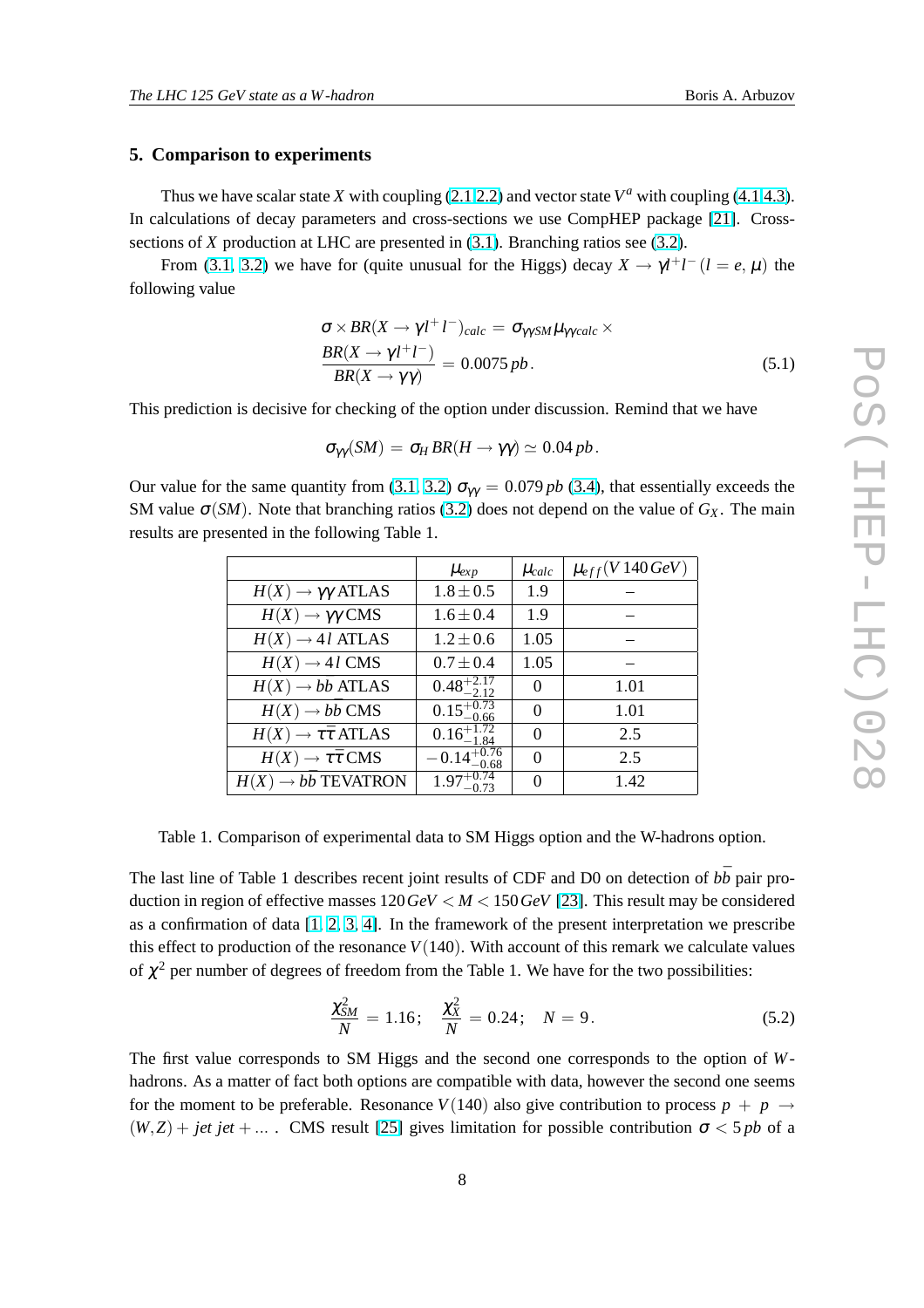## 5. Comparison to experiments

Thus we have scalar state $X$ with coupling (2.1,2.2) and vector state $V^a$ with coupling (4.1,4.3). In calculations of decay parameters and cross-sections we use CompHEP package [21]. Cross-sections of $X$ production at LHC are presented in (3.1). Branching ratios see (3.2).

From (3.1, 3.2) we have for (quite unusual for the Higgs) decay $X \to \gamma l^+ l^-$ $(l = e, \mu)$ the following value

$$\sigma \times BR(X \to \gamma l^+ l^-)_{calc} = \sigma_{\gamma\gamma SM} \mu_{\gamma\gamma calc} \times \frac{BR(X \to \gamma l^+ l^-)}{BR(X \to \gamma\gamma)} = 0.0075\, pb\,. \tag{5.1}$$

This prediction is decisive for checking of the option under discussion. Remind that we have

$$\sigma_{\gamma\gamma}(SM) = \sigma_H\, BR(H \to \gamma\gamma) \simeq 0.04\, pb\,.$$

Our value for the same quantity from (3.1, 3.2) $\sigma_{\gamma\gamma} = 0.079\, pb$ (3.4), that essentially exceeds the SM value $\sigma(SM)$. Note that branching ratios (3.2) does not depend on the value of $G_X$. The main results are presented in the following Table 1.

| | $\mu_{exp}$ | $\mu_{calc}$ | $\mu_{eff}(V\,140\,GeV)$ |
|---|---|---|---|
| $H(X) \to \gamma\gamma$ ATLAS | $1.8 \pm 0.5$ | 1.9 | – |
| $H(X) \to \gamma\gamma$ CMS | $1.6 \pm 0.4$ | 1.9 | – |
| $H(X) \to 4l$ ATLAS | $1.2 \pm 0.6$ | 1.05 | – |
| $H(X) \to 4l$ CMS | $0.7 \pm 0.4$ | 1.05 | – |
| $H(X) \to bb$ ATLAS | $0.48^{+2.17}_{-2.12}$ | 0 | 1.01 |
| $H(X) \to b\bar{b}$ CMS | $0.15^{+0.73}_{-0.66}$ | 0 | 1.01 |
| $H(X) \to \tau\bar{\tau}$ ATLAS | $0.16^{+1.72}_{-1.84}$ | 0 | 2.5 |
| $H(X) \to \tau\bar{\tau}$ CMS | $-0.14^{+0.76}_{-0.68}$ | 0 | 2.5 |
| $H(X) \to b\bar{b}$ TEVATRON | $1.97^{+0.74}_{-0.73}$ | 0 | 1.42 |

Table 1. Comparison of experimental data to SM Higgs option and the W-hadrons option.

The last line of Table 1 describes recent joint results of CDF and D0 on detection of $b\bar{b}$ pair production in region of effective masses $120\,GeV < M < 150\,GeV$ [23]. This result may be considered as a confirmation of data [1, 2, 3, 4]. In the framework of the present interpretation we prescribe this effect to production of the resonance $V(140)$. With account of this remark we calculate values of $\chi^2$ per number of degrees of freedom from the Table 1. We have for the two possibilities:

$$\frac{\chi^2_{SM}}{N} = 1.16\,; \quad \frac{\chi^2_X}{N} = 0.24\,; \quad N = 9\,. \tag{5.2}$$

The first value corresponds to SM Higgs and the second one corresponds to the option of $W$-hadrons. As a matter of fact both options are compatible with data, however the second one seems for the moment to be preferable. Resonance $V(140)$ also give contribution to process $p + p \to (W,Z) + jet\; jet + \ldots$ . CMS result [25] gives limitation for possible contribution $\sigma < 5\,pb$ of a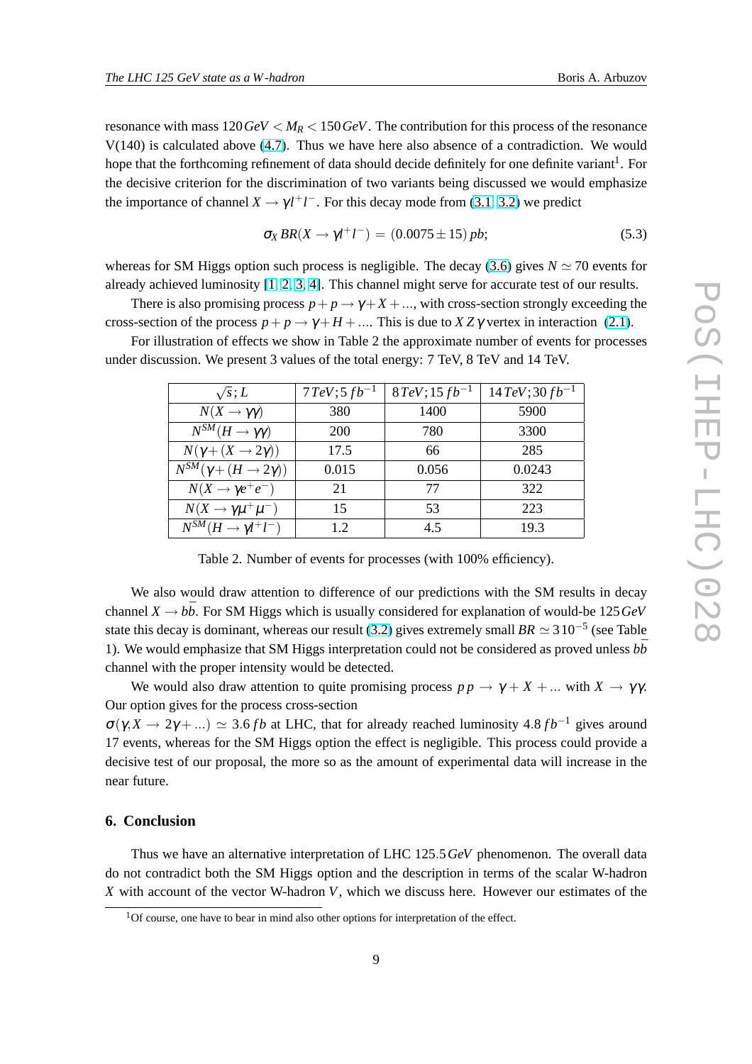resonance with mass $120\,GeV < M_R < 150\,GeV$. The contribution for this process of the resonance V(140) is calculated above (4.7). Thus we have here also absence of a contradiction. We would hope that the forthcoming refinement of data should decide definitely for one definite variant[1]. For the decisive criterion for the discrimination of two variants being discussed we would emphasize the importance of channel $X \to \gamma l^+ l^-$. For this decay mode from (3.1, 3.2) we predict

$$\sigma_X\, BR(X \to \gamma l^+ l^-) \,=\, (0.0075 \pm 15)\, pb; \tag{5.3}$$

whereas for SM Higgs option such process is negligible. The decay (3.6) gives $N \simeq 70$ events for already achieved luminosity [1, 2, 3, 4]. This channel might serve for accurate test of our results.

There is also promising process $p + p \to \gamma + X + ...$, with cross-section strongly exceeding the cross-section of the process $p + p \to \gamma + H + ....$ This is due to $X\,Z\,\gamma$ vertex in interaction (2.1).

For illustration of effects we show in Table 2 the approximate number of events for processes under discussion. We present 3 values of the total energy: 7 TeV, 8 TeV and 14 TeV.

| $\sqrt{s}; L$ | $7\,TeV; 5\,fb^{-1}$ | $8\,TeV; 15\,fb^{-1}$ | $14\,TeV; 30\,fb^{-1}$ |
|---|---|---|---|
| $N(X \to \gamma\gamma)$ | 380 | 1400 | 5900 |
| $N^{SM}(H \to \gamma\gamma)$ | 200 | 780 | 3300 |
| $N(\gamma + (X \to 2\gamma))$ | 17.5 | 66 | 285 |
| $N^{SM}(\gamma + (H \to 2\gamma))$ | 0.015 | 0.056 | 0.0243 |
| $N(X \to \gamma e^+ e^-)$ | 21 | 77 | 322 |
| $N(X \to \gamma \mu^+ \mu^-)$ | 15 | 53 | 223 |
| $N^{SM}(H \to \gamma l^+ l^-)$ | 1.2 | 4.5 | 19.3 |

Table 2. Number of events for processes (with 100% efficiency).

We also would draw attention to difference of our predictions with the SM results in decay channel $X \to b\bar{b}$. For SM Higgs which is usually considered for explanation of would-be $125\,GeV$ state this decay is dominant, whereas our result (3.2) gives extremely small $BR \simeq 3\,10^{-5}$ (see Table 1). We would emphasize that SM Higgs interpretation could not be considered as proved unless $b\bar{b}$ channel with the proper intensity would be detected.

We would also draw attention to quite promising process $p\,p \to \gamma + X + ...$ with $X \to \gamma\gamma$. Our option gives for the process cross-section
$\sigma(\gamma, X \to 2\gamma + ...) \simeq 3.6\,fb$ at LHC, that for already reached luminosity $4.8\,fb^{-1}$ gives around 17 events, whereas for the SM Higgs option the effect is negligible. This process could provide a decisive test of our proposal, the more so as the amount of experimental data will increase in the near future.

## 6. Conclusion

Thus we have an alternative interpretation of LHC $125.5\,GeV$ phenomenon. The overall data do not contradict both the SM Higgs option and the description in terms of the scalar W-hadron $X$ with account of the vector W-hadron $V$, which we discuss here. However our estimates of the

[1] Of course, one have to bear in mind also other options for interpretation of the effect.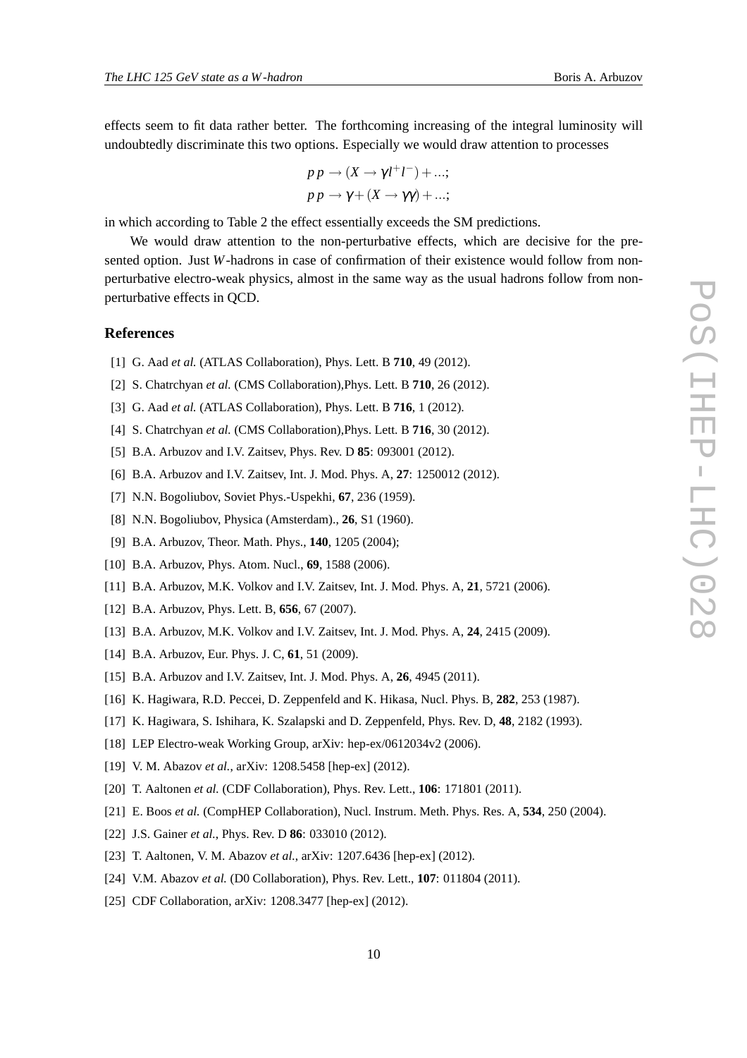effects seem to fit data rather better. The forthcoming increasing of the integral luminosity will undoubtedly discriminate this two options. Especially we would draw attention to processes

$$p\,p \to (X \to \gamma l^+ l^-) + ...;$$
$$p\,p \to \gamma + (X \to \gamma\gamma) + ...;$$

in which according to Table 2 the effect essentially exceeds the SM predictions.

We would draw attention to the non-perturbative effects, which are decisive for the presented option. Just $W$-hadrons in case of confirmation of their existence would follow from non-perturbative electro-weak physics, almost in the same way as the usual hadrons follow from non-perturbative effects in QCD.

## References

[1] G. Aad *et al.* (ATLAS Collaboration), Phys. Lett. B **710**, 49 (2012).

[2] S. Chatrchyan *et al.* (CMS Collaboration),Phys. Lett. B **710**, 26 (2012).

[3] G. Aad *et al.* (ATLAS Collaboration), Phys. Lett. B **716**, 1 (2012).

[4] S. Chatrchyan *et al.* (CMS Collaboration),Phys. Lett. B **716**, 30 (2012).

[5] B.A. Arbuzov and I.V. Zaitsev, Phys. Rev. D **85**: 093001 (2012).

[6] B.A. Arbuzov and I.V. Zaitsev, Int. J. Mod. Phys. A, **27**: 1250012 (2012).

[7] N.N. Bogoliubov, Soviet Phys.-Uspekhi, **67**, 236 (1959).

[8] N.N. Bogoliubov, Physica (Amsterdam)., **26**, S1 (1960).

[9] B.A. Arbuzov, Theor. Math. Phys., **140**, 1205 (2004);

[10] B.A. Arbuzov, Phys. Atom. Nucl., **69**, 1588 (2006).

[11] B.A. Arbuzov, M.K. Volkov and I.V. Zaitsev, Int. J. Mod. Phys. A, **21**, 5721 (2006).

[12] B.A. Arbuzov, Phys. Lett. B, **656**, 67 (2007).

[13] B.A. Arbuzov, M.K. Volkov and I.V. Zaitsev, Int. J. Mod. Phys. A, **24**, 2415 (2009).

[14] B.A. Arbuzov, Eur. Phys. J. C, **61**, 51 (2009).

[15] B.A. Arbuzov and I.V. Zaitsev, Int. J. Mod. Phys. A, **26**, 4945 (2011).

[16] K. Hagiwara, R.D. Peccei, D. Zeppenfeld and K. Hikasa, Nucl. Phys. B, **282**, 253 (1987).

[17] K. Hagiwara, S. Ishihara, K. Szalapski and D. Zeppenfeld, Phys. Rev. D, **48**, 2182 (1993).

[18] LEP Electro-weak Working Group, arXiv: hep-ex/0612034v2 (2006).

[19] V. M. Abazov *et al.*, arXiv: 1208.5458 [hep-ex] (2012).

[20] T. Aaltonen *et al.* (CDF Collaboration), Phys. Rev. Lett., **106**: 171801 (2011).

[21] E. Boos *et al.* (CompHEP Collaboration), Nucl. Instrum. Meth. Phys. Res. A, **534**, 250 (2004).

[22] J.S. Gainer *et al.*, Phys. Rev. D **86**: 033010 (2012).

[23] T. Aaltonen, V. M. Abazov *et al.*, arXiv: 1207.6436 [hep-ex] (2012).

[24] V.M. Abazov *et al.* (D0 Collaboration), Phys. Rev. Lett., **107**: 011804 (2011).

[25] CDF Collaboration, arXiv: 1208.3477 [hep-ex] (2012).